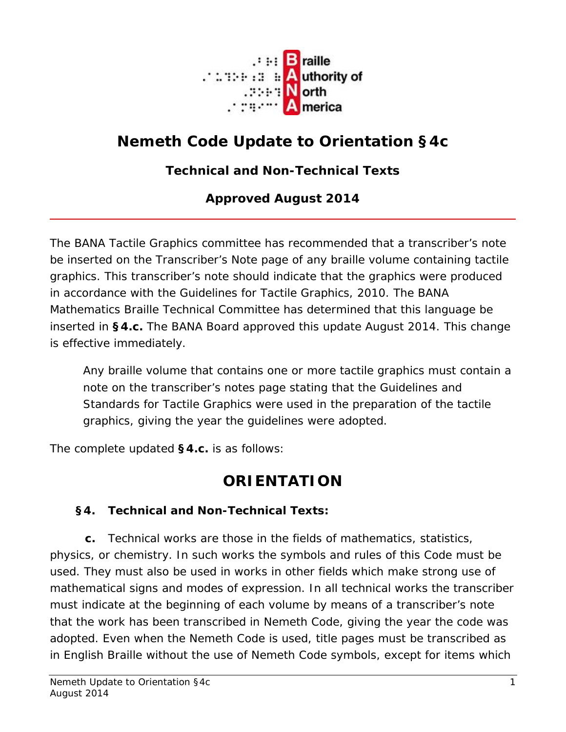Braille Authority of North America

# Nemeth Code Update to Orientation §4c

### Technical and Non-Technical Texts

### Approved August 2014

---

The BANA Tactile Graphics committee has recommended that a transcriber's note be inserted on the Transcriber's Note page of any braille volume containing tactile graphics. This transcriber's note should indicate that the graphics were produced in accordance with the Guidelines for Tactile Graphics, 2010. The BANA Mathematics Braille Technical Committee has determined that this language be inserted in **§4.c.** The BANA Board approved this update August 2014. This change is effective immediately.

> Any braille volume that contains one or more tactile graphics must contain a note on the transcriber's notes page stating that the Guidelines and Standards for Tactile Graphics were used in the preparation of the tactile graphics, giving the year the guidelines were adopted.

The complete updated **§4.c.** is as follows:

## ORIENTATION

**§4. Technical and Non-Technical Texts:**

**c.** Technical works are those in the fields of mathematics, statistics, physics, or chemistry. In such works the symbols and rules of this Code must be used. They must also be used in works in other fields which make strong use of mathematical signs and modes of expression. In all technical works the transcriber must indicate at the beginning of each volume by means of a transcriber's note that the work has been transcribed in Nemeth Code, giving the year the code was adopted. Even when the Nemeth Code is used, title pages must be transcribed as in English Braille without the use of Nemeth Code symbols, except for items which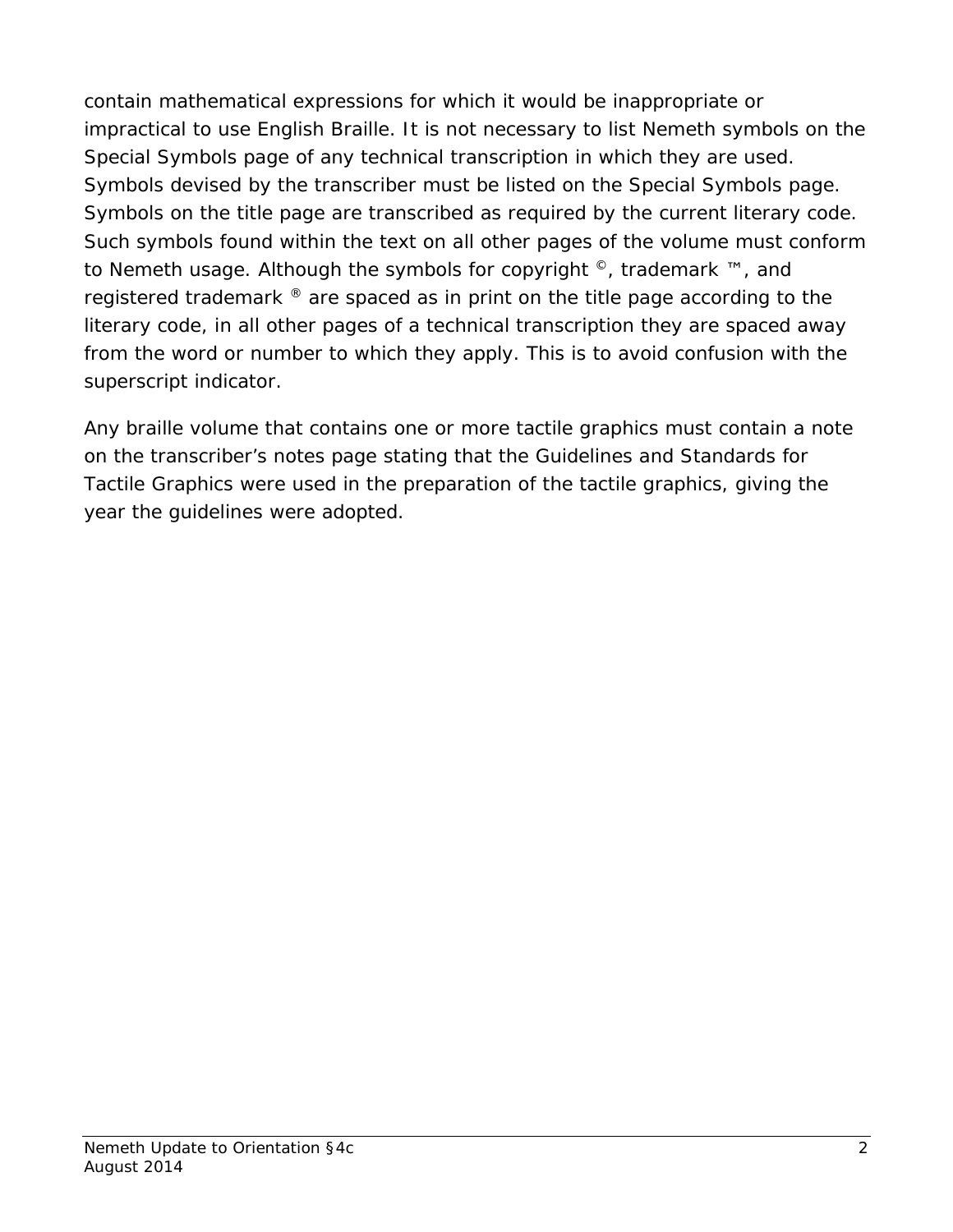contain mathematical expressions for which it would be inappropriate or impractical to use English Braille. It is not necessary to list Nemeth symbols on the Special Symbols page of any technical transcription in which they are used. Symbols devised by the transcriber must be listed on the Special Symbols page. Symbols on the title page are transcribed as required by the current literary code. Such symbols found within the text on all other pages of the volume must conform to Nemeth usage. Although the symbols for copyright ©, trademark ™, and registered trademark ® are spaced as in print on the title page according to the literary code, in all other pages of a technical transcription they are spaced away from the word or number to which they apply. This is to avoid confusion with the superscript indicator.

Any braille volume that contains one or more tactile graphics must contain a note on the transcriber's notes page stating that the Guidelines and Standards for Tactile Graphics were used in the preparation of the tactile graphics, giving the year the guidelines were adopted.